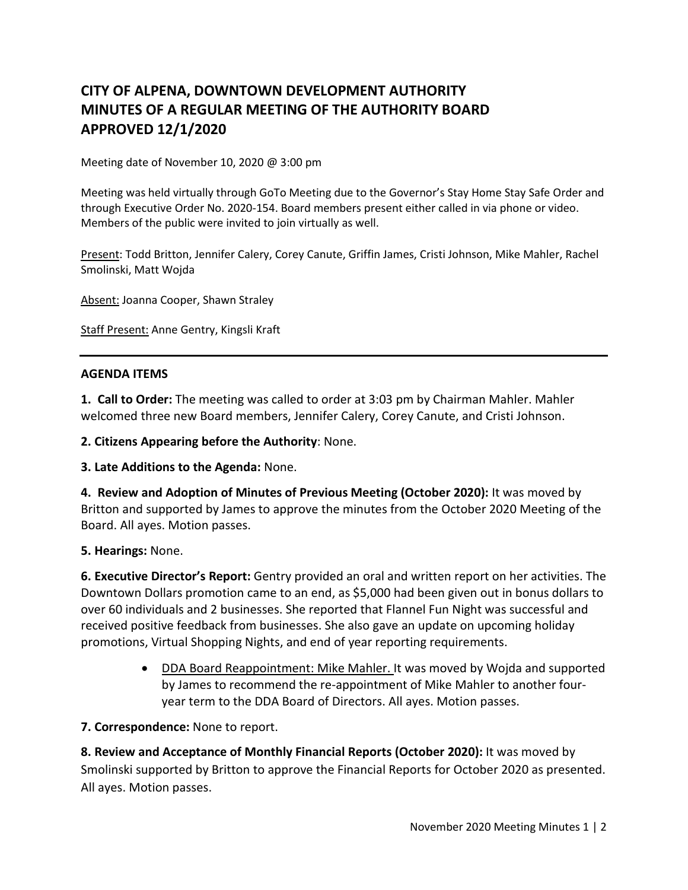# CITY OF ALPENA, DOWNTOWN DEVELOPMENT AUTHORITY
# MINUTES OF A REGULAR MEETING OF THE AUTHORITY BOARD
# APPROVED 12/1/2020

Meeting date of November 10, 2020 @ 3:00 pm

Meeting was held virtually through GoTo Meeting due to the Governor's Stay Home Stay Safe Order and through Executive Order No. 2020-154. Board members present either called in via phone or video. Members of the public were invited to join virtually as well.

Present: Todd Britton, Jennifer Calery, Corey Canute, Griffin James, Cristi Johnson, Mike Mahler, Rachel Smolinski, Matt Wojda

Absent: Joanna Cooper, Shawn Straley

Staff Present: Anne Gentry, Kingsli Kraft

---

**AGENDA ITEMS**

**1. Call to Order:** The meeting was called to order at 3:03 pm by Chairman Mahler. Mahler welcomed three new Board members, Jennifer Calery, Corey Canute, and Cristi Johnson.

**2. Citizens Appearing before the Authority**: None.

**3. Late Additions to the Agenda:** None.

**4. Review and Adoption of Minutes of Previous Meeting (October 2020):** It was moved by Britton and supported by James to approve the minutes from the October 2020 Meeting of the Board. All ayes. Motion passes.

**5. Hearings:** None.

**6. Executive Director's Report:** Gentry provided an oral and written report on her activities. The Downtown Dollars promotion came to an end, as $5,000 had been given out in bonus dollars to over 60 individuals and 2 businesses. She reported that Flannel Fun Night was successful and received positive feedback from businesses. She also gave an update on upcoming holiday promotions, Virtual Shopping Nights, and end of year reporting requirements.

- DDA Board Reappointment: Mike Mahler. It was moved by Wojda and supported by James to recommend the re-appointment of Mike Mahler to another four-year term to the DDA Board of Directors. All ayes. Motion passes.

**7. Correspondence:** None to report.

**8. Review and Acceptance of Monthly Financial Reports (October 2020):** It was moved by Smolinski supported by Britton to approve the Financial Reports for October 2020 as presented. All ayes. Motion passes.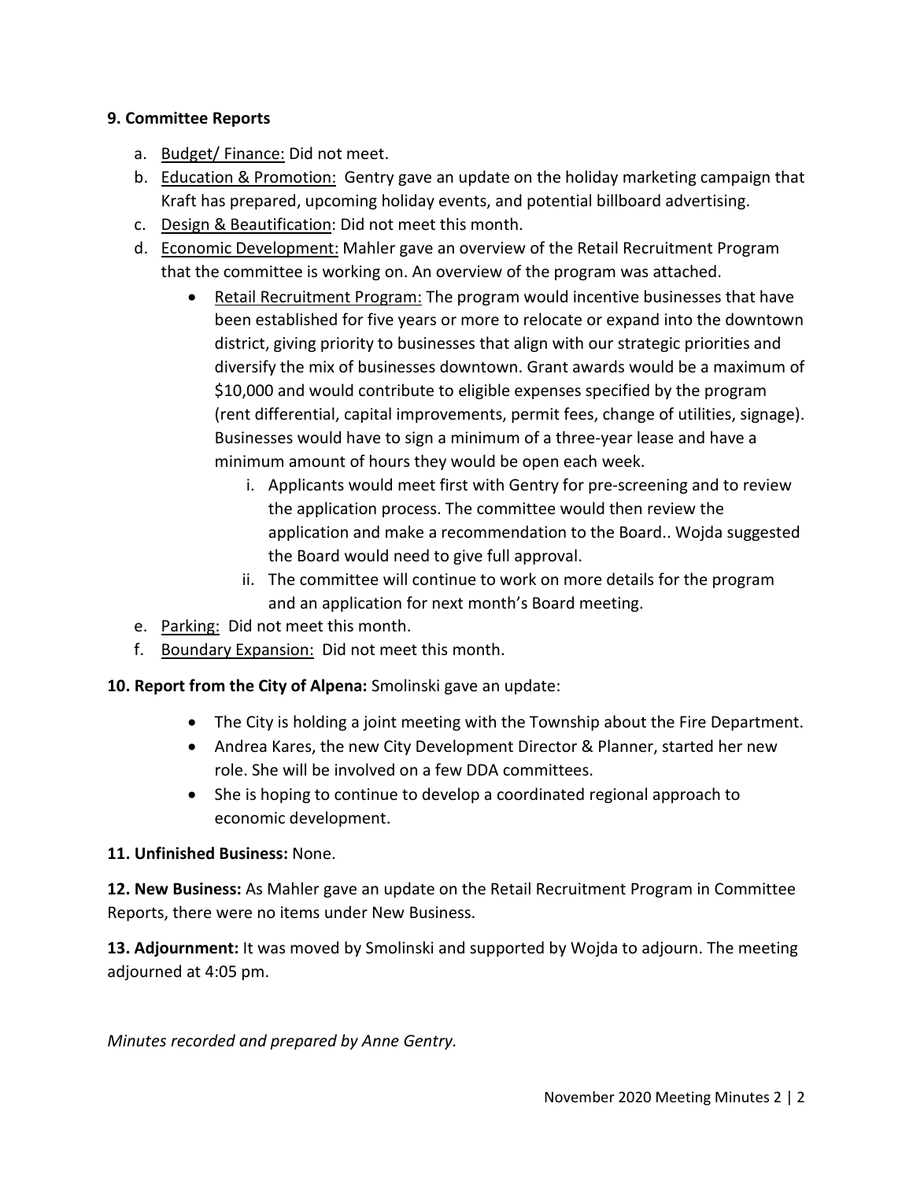**9. Committee Reports**

a. Budget/ Finance: Did not meet.
b. Education & Promotion: Gentry gave an update on the holiday marketing campaign that Kraft has prepared, upcoming holiday events, and potential billboard advertising.
c. Design & Beautification: Did not meet this month.
d. Economic Development: Mahler gave an overview of the Retail Recruitment Program that the committee is working on. An overview of the program was attached.
   - Retail Recruitment Program: The program would incentive businesses that have been established for five years or more to relocate or expand into the downtown district, giving priority to businesses that align with our strategic priorities and diversify the mix of businesses downtown. Grant awards would be a maximum of $10,000 and would contribute to eligible expenses specified by the program (rent differential, capital improvements, permit fees, change of utilities, signage). Businesses would have to sign a minimum of a three-year lease and have a minimum amount of hours they would be open each week.
      i. Applicants would meet first with Gentry for pre-screening and to review the application process. The committee would then review the application and make a recommendation to the Board.. Wojda suggested the Board would need to give full approval.
      ii. The committee will continue to work on more details for the program and an application for next month's Board meeting.
e. Parking: Did not meet this month.
f. Boundary Expansion: Did not meet this month.

**10. Report from the City of Alpena:** Smolinski gave an update:

- The City is holding a joint meeting with the Township about the Fire Department.
- Andrea Kares, the new City Development Director & Planner, started her new role. She will be involved on a few DDA committees.
- She is hoping to continue to develop a coordinated regional approach to economic development.

**11. Unfinished Business:** None.

**12. New Business:** As Mahler gave an update on the Retail Recruitment Program in Committee Reports, there were no items under New Business.

**13. Adjournment:** It was moved by Smolinski and supported by Wojda to adjourn. The meeting adjourned at 4:05 pm.

*Minutes recorded and prepared by Anne Gentry.*